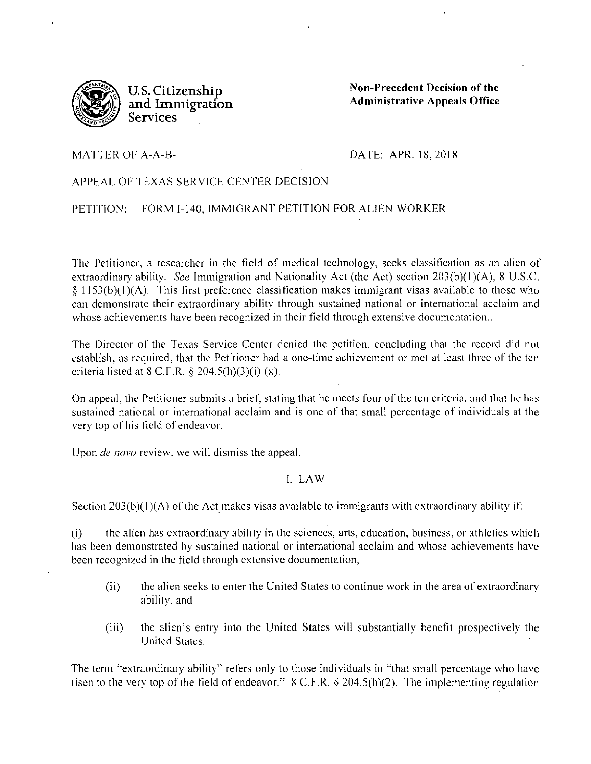U.S. Citizenship and Immigration Services

**Non-Precedent Decision of the Administrative Appeals Office**

MATTER OF A-A-B-

DATE: APR. 18, 2018

APPEAL OF TEXAS SERVICE CENTER DECISION

PETITION: FORM I-140, IMMIGRANT PETITION FOR ALIEN WORKER

The Petitioner, a researcher in the field of medical technology, seeks classification as an alien of extraordinary ability. *See* Immigration and Nationality Act (the Act) section 203(b)(1)(A), 8 U.S.C. § 1153(b)(1)(A). This first preference classification makes immigrant visas available to those who can demonstrate their extraordinary ability through sustained national or international acclaim and whose achievements have been recognized in their field through extensive documentation..

The Director of the Texas Service Center denied the petition, concluding that the record did not establish, as required, that the Petitioner had a one-time achievement or met at least three of the ten criteria listed at 8 C.F.R. § 204.5(h)(3)(i)-(x).

On appeal, the Petitioner submits a brief, stating that he meets four of the ten criteria, and that he has sustained national or international acclaim and is one of that small percentage of individuals at the very top of his field of endeavor.

Upon *de novo* review, we will dismiss the appeal.

## I. LAW

Section 203(b)(1)(A) of the Act makes visas available to immigrants with extraordinary ability if:

(i) the alien has extraordinary ability in the sciences, arts, education, business, or athletics which has been demonstrated by sustained national or international acclaim and whose achievements have been recognized in the field through extensive documentation,

(ii) the alien seeks to enter the United States to continue work in the area of extraordinary ability, and

(iii) the alien's entry into the United States will substantially benefit prospectively the United States.

The term "extraordinary ability" refers only to those individuals in "that small percentage who have risen to the very top of the field of endeavor." 8 C.F.R. § 204.5(h)(2). The implementing regulation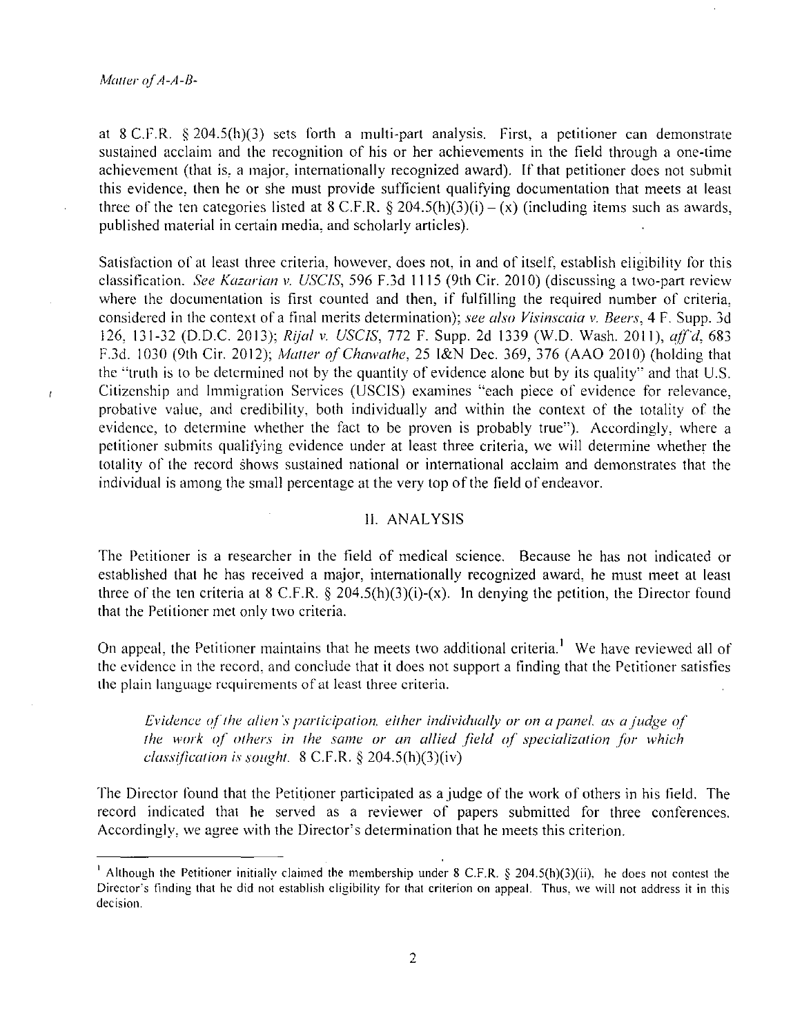at 8 C.F.R. § 204.5(h)(3) sets forth a multi-part analysis. First, a petitioner can demonstrate sustained acclaim and the recognition of his or her achievements in the field through a one-time achievement (that is, a major, internationally recognized award). If that petitioner does not submit this evidence, then he or she must provide sufficient qualifying documentation that meets at least three of the ten categories listed at 8 C.F.R. § 204.5(h)(3)(i) – (x) (including items such as awards, published material in certain media, and scholarly articles).

Satisfaction of at least three criteria, however, does not, in and of itself, establish eligibility for this classification. *See Kazarian v. USCIS*, 596 F.3d 1115 (9th Cir. 2010) (discussing a two-part review where the documentation is first counted and then, if fulfilling the required number of criteria, considered in the context of a final merits determination); *see also Visinscaia v. Beers*, 4 F. Supp. 3d 126, 131-32 (D.D.C. 2013); *Rijal v. USCIS*, 772 F. Supp. 2d 1339 (W.D. Wash. 2011), *aff'd*, 683 F.3d. 1030 (9th Cir. 2012); *Matter of Chawathe*, 25 I&N Dec. 369, 376 (AAO 2010) (holding that the "truth is to be determined not by the quantity of evidence alone but by its quality" and that U.S. Citizenship and Immigration Services (USCIS) examines "each piece of evidence for relevance, probative value, and credibility, both individually and within the context of the totality of the evidence, to determine whether the fact to be proven is probably true"). Accordingly, where a petitioner submits qualifying evidence under at least three criteria, we will determine whether the totality of the record shows sustained national or international acclaim and demonstrates that the individual is among the small percentage at the very top of the field of endeavor.

## II. ANALYSIS

The Petitioner is a researcher in the field of medical science. Because he has not indicated or established that he has received a major, internationally recognized award, he must meet at least three of the ten criteria at 8 C.F.R. § 204.5(h)(3)(i)-(x). In denying the petition, the Director found that the Petitioner met only two criteria.

On appeal, the Petitioner maintains that he meets two additional criteria.[1] We have reviewed all of the evidence in the record, and conclude that it does not support a finding that the Petitioner satisfies the plain language requirements of at least three criteria.

> *Evidence of the alien's participation, either individually or on a panel, as a judge of the work of others in the same or an allied field of specialization for which classification is sought.* 8 C.F.R. § 204.5(h)(3)(iv)

The Director found that the Petitioner participated as a judge of the work of others in his field. The record indicated that he served as a reviewer of papers submitted for three conferences. Accordingly, we agree with the Director's determination that he meets this criterion.

---

[1] Although the Petitioner initially claimed the membership under 8 C.F.R. § 204.5(h)(3)(ii), he does not contest the Director's finding that he did not establish eligibility for that criterion on appeal. Thus, we will not address it in this decision.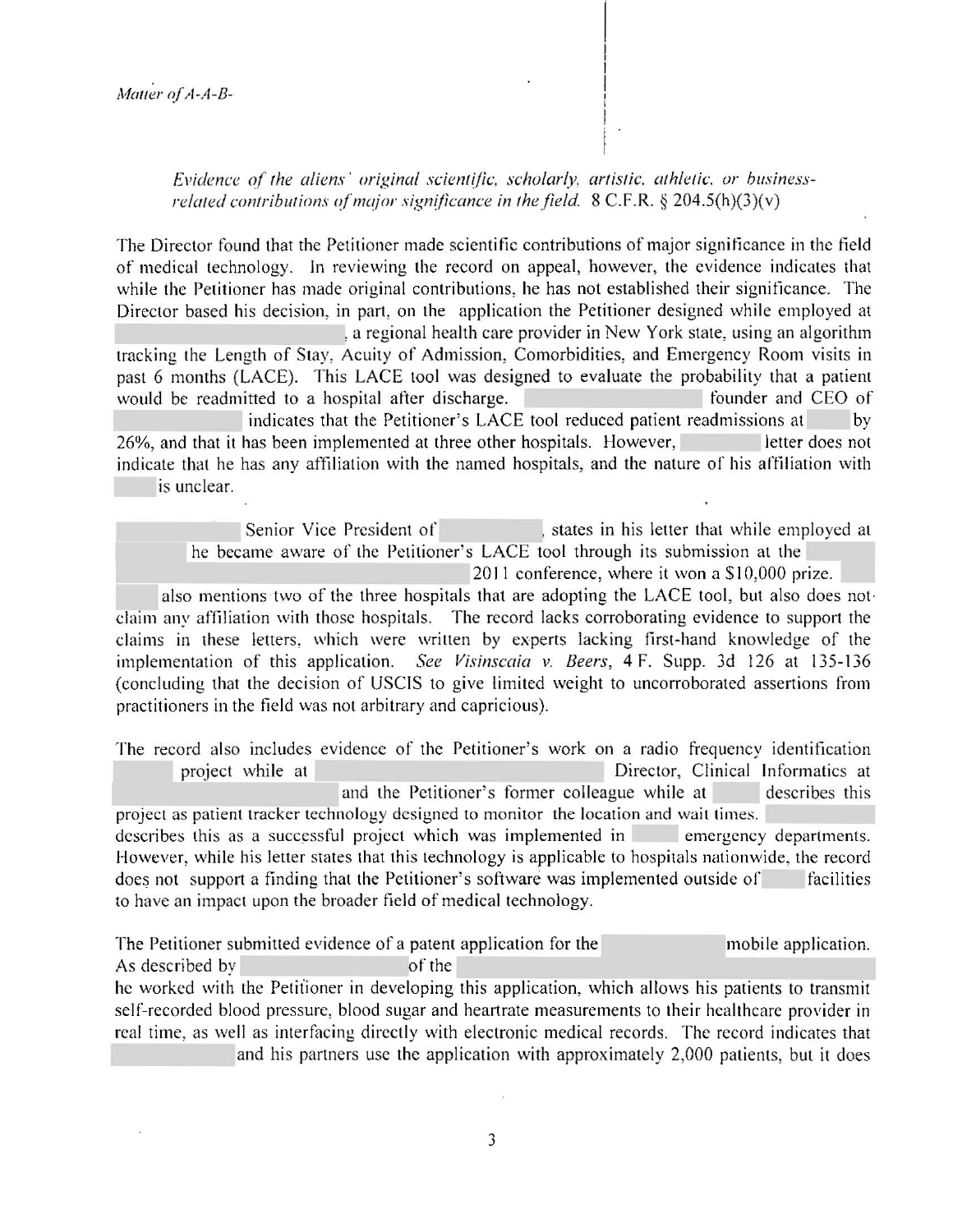*Evidence of the aliens' original scientific, scholarly, artistic, athletic, or business-related contributions of major significance in the field.* 8 C.F.R. § 204.5(h)(3)(v)

The Director found that the Petitioner made scientific contributions of major significance in the field of medical technology. In reviewing the record on appeal, however, the evidence indicates that while the Petitioner has made original contributions, he has not established their significance. The Director based his decision, in part, on the application the Petitioner designed while employed at , a regional health care provider in New York state, using an algorithm tracking the Length of Stay, Acuity of Admission, Comorbidities, and Emergency Room visits in past 6 months (LACE). This LACE tool was designed to evaluate the probability that a patient would be readmitted to a hospital after discharge. founder and CEO of indicates that the Petitioner's LACE tool reduced patient readmissions at by 26%, and that it has been implemented at three other hospitals. However, letter does not indicate that he has any affiliation with the named hospitals, and the nature of his affiliation with is unclear.

Senior Vice President of , states in his letter that while employed at he became aware of the Petitioner's LACE tool through its submission at the 2011 conference, where it won a $10,000 prize. also mentions two of the three hospitals that are adopting the LACE tool, but also does not claim any affiliation with those hospitals. The record lacks corroborating evidence to support the claims in these letters, which were written by experts lacking first-hand knowledge of the implementation of this application. *See Visinscaia v. Beers*, 4 F. Supp. 3d 126 at 135-136 (concluding that the decision of USCIS to give limited weight to uncorroborated assertions from practitioners in the field was not arbitrary and capricious).

The record also includes evidence of the Petitioner's work on a radio frequency identification project while at Director, Clinical Informatics at and the Petitioner's former colleague while at describes this project as patient tracker technology designed to monitor the location and wait times. describes this as a successful project which was implemented in emergency departments. However, while his letter states that this technology is applicable to hospitals nationwide, the record does not support a finding that the Petitioner's software was implemented outside of facilities to have an impact upon the broader field of medical technology.

The Petitioner submitted evidence of a patent application for the mobile application. As described by of the he worked with the Petitioner in developing this application, which allows his patients to transmit self-recorded blood pressure, blood sugar and heartrate measurements to their healthcare provider in real time, as well as interfacing directly with electronic medical records. The record indicates that and his partners use the application with approximately 2,000 patients, but it does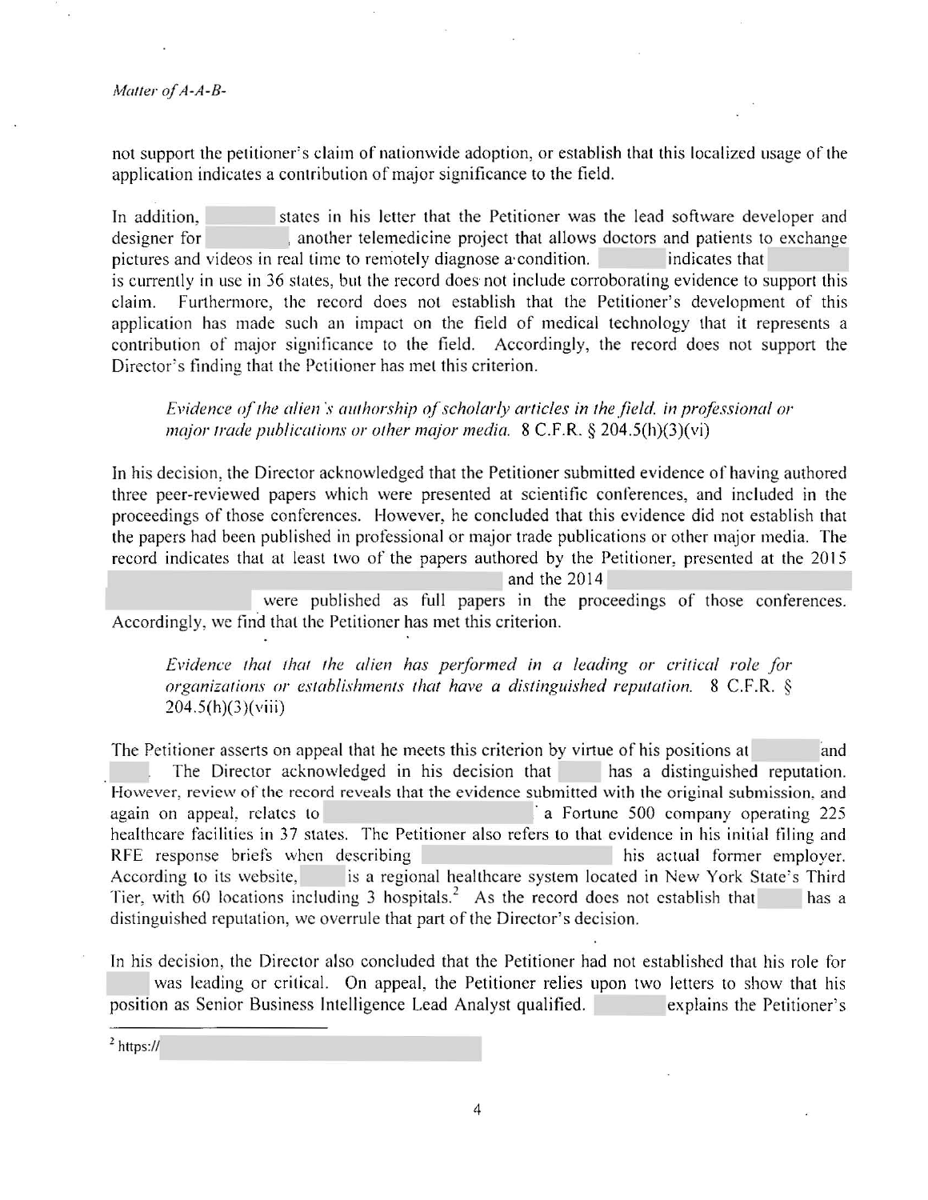not support the petitioner's claim of nationwide adoption, or establish that this localized usage of the application indicates a contribution of major significance to the field.

In addition, [redacted] states in his letter that the Petitioner was the lead software developer and designer for [redacted], another telemedicine project that allows doctors and patients to exchange pictures and videos in real time to remotely diagnose a condition. [redacted] indicates that [redacted] is currently in use in 36 states, but the record does not include corroborating evidence to support this claim. Furthermore, the record does not establish that the Petitioner's development of this application has made such an impact on the field of medical technology that it represents a contribution of major significance to the field. Accordingly, the record does not support the Director's finding that the Petitioner has met this criterion.

> *Evidence of the alien's authorship of scholarly articles in the field, in professional or major trade publications or other major media.* 8 C.F.R. § 204.5(h)(3)(vi)

In his decision, the Director acknowledged that the Petitioner submitted evidence of having authored three peer-reviewed papers which were presented at scientific conferences, and included in the proceedings of those conferences. However, he concluded that this evidence did not establish that the papers had been published in professional or major trade publications or other major media. The record indicates that at least two of the papers authored by the Petitioner, presented at the 2015 [redacted] and the 2014 [redacted] were published as full papers in the proceedings of those conferences. Accordingly, we find that the Petitioner has met this criterion.

> *Evidence that that the alien has performed in a leading or critical role for organizations or establishments that have a distinguished reputation.* 8 C.F.R. § 204.5(h)(3)(viii)

The Petitioner asserts on appeal that he meets this criterion by virtue of his positions at [redacted] and [redacted]. The Director acknowledged in his decision that [redacted] has a distinguished reputation. However, review of the record reveals that the evidence submitted with the original submission, and again on appeal, relates to [redacted] a Fortune 500 company operating 225 healthcare facilities in 37 states. The Petitioner also refers to that evidence in his initial filing and RFE response briefs when describing [redacted] his actual former employer. According to its website, [redacted] is a regional healthcare system located in New York State's Third Tier, with 60 locations including 3 hospitals.[2] As the record does not establish that [redacted] has a distinguished reputation, we overrule that part of the Director's decision.

In his decision, the Director also concluded that the Petitioner had not established that his role for [redacted] was leading or critical. On appeal, the Petitioner relies upon two letters to show that his position as Senior Business Intelligence Lead Analyst qualified. [redacted] explains the Petitioner's

---

[2] https:// [redacted]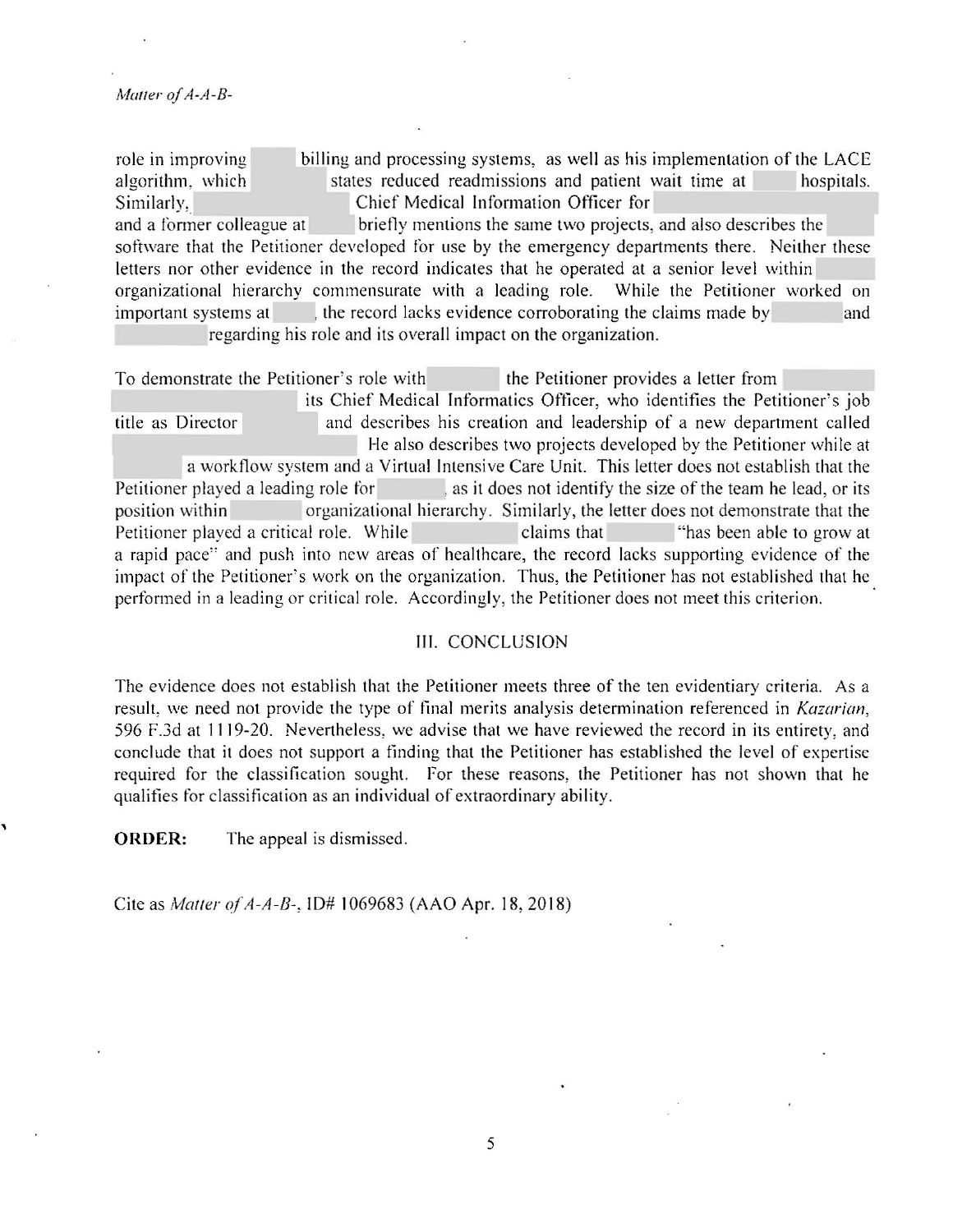role in improving billing and processing systems, as well as his implementation of the LACE algorithm, which states reduced readmissions and patient wait time at hospitals. Similarly, Chief Medical Information Officer for and a former colleague at briefly mentions the same two projects, and also describes the software that the Petitioner developed for use by the emergency departments there. Neither these letters nor other evidence in the record indicates that he operated at a senior level within organizational hierarchy commensurate with a leading role. While the Petitioner worked on important systems at , the record lacks evidence corroborating the claims made by and regarding his role and its overall impact on the organization.

To demonstrate the Petitioner's role with the Petitioner provides a letter from its Chief Medical Informatics Officer, who identifies the Petitioner's job title as Director and describes his creation and leadership of a new department called He also describes two projects developed by the Petitioner while at a workflow system and a Virtual Intensive Care Unit. This letter does not establish that the Petitioner played a leading role for , as it does not identify the size of the team he lead, or its position within organizational hierarchy. Similarly, the letter does not demonstrate that the Petitioner played a critical role. While claims that "has been able to grow at a rapid pace" and push into new areas of healthcare, the record lacks supporting evidence of the impact of the Petitioner's work on the organization. Thus, the Petitioner has not established that he performed in a leading or critical role. Accordingly, the Petitioner does not meet this criterion.

## III. CONCLUSION

The evidence does not establish that the Petitioner meets three of the ten evidentiary criteria. As a result, we need not provide the type of final merits analysis determination referenced in *Kazarian*, 596 F.3d at 1119-20. Nevertheless, we advise that we have reviewed the record in its entirety, and conclude that it does not support a finding that the Petitioner has established the level of expertise required for the classification sought. For these reasons, the Petitioner has not shown that he qualifies for classification as an individual of extraordinary ability.

**ORDER:** The appeal is dismissed.

Cite as *Matter of A-A-B-*, ID# 1069683 (AAO Apr. 18, 2018)